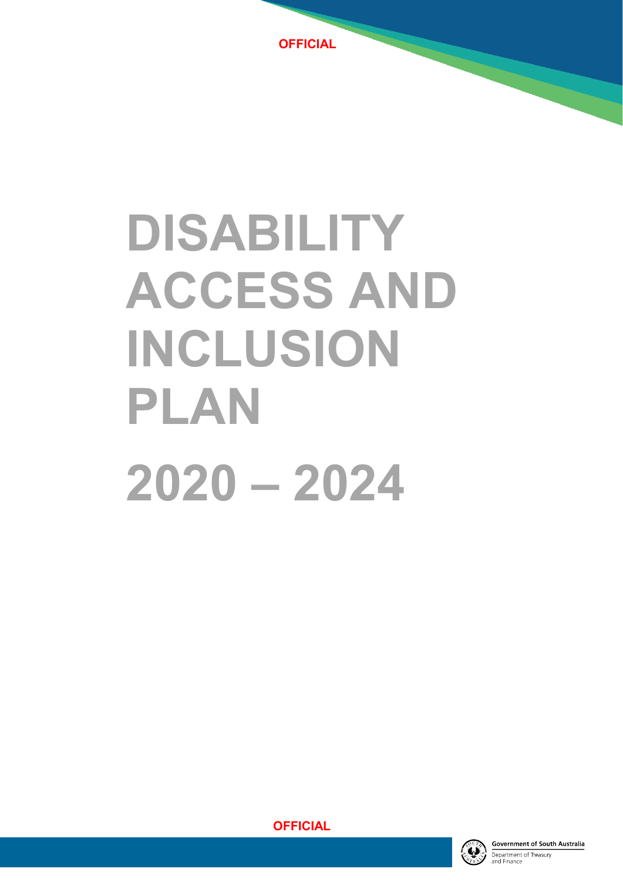OFFICIAL

# DISABILITY ACCESS AND INCLUSION PLAN

# 2020 – 2024

OFFICIAL

Government of South Australia
Department of Treasury and Finance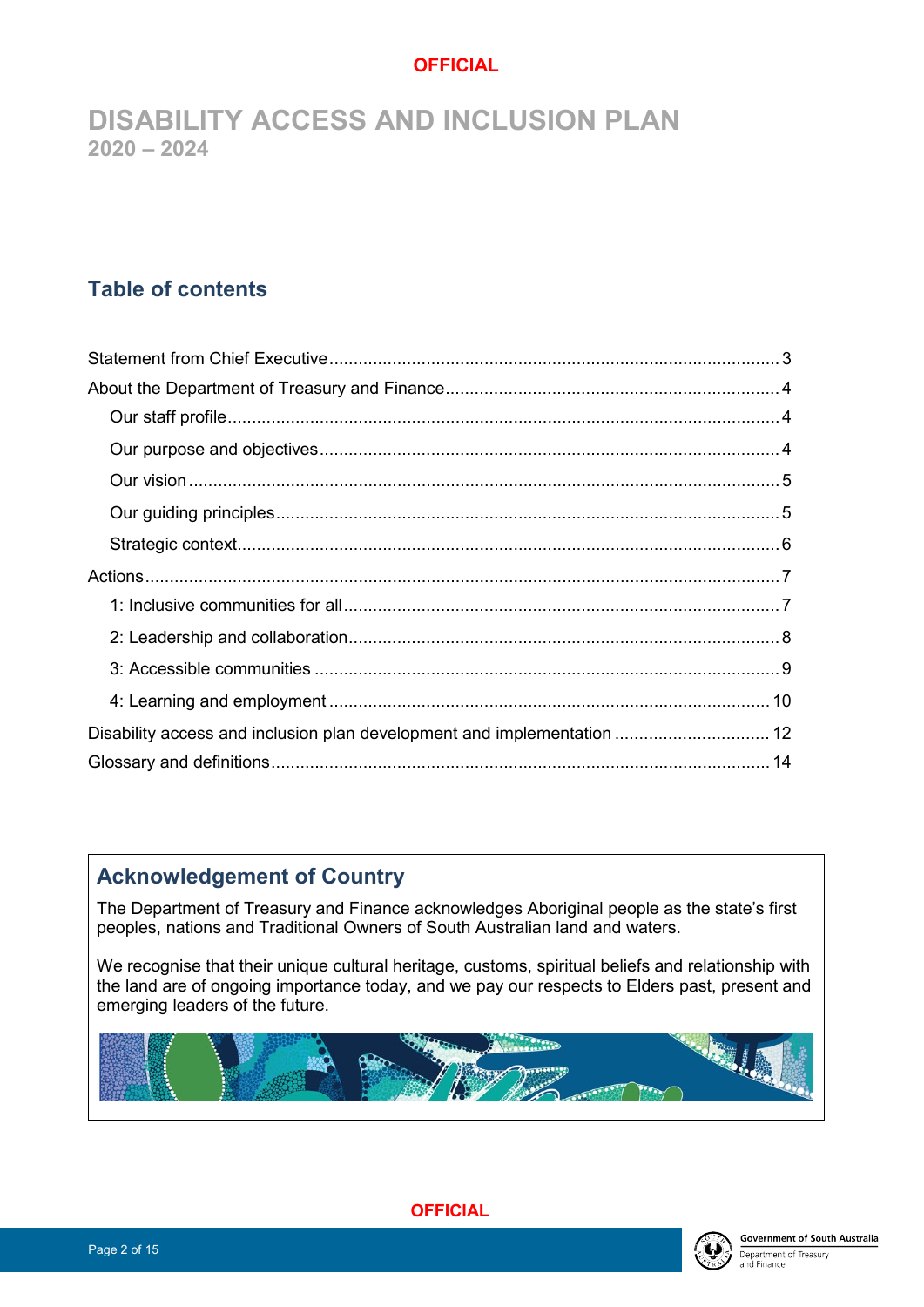# DISABILITY ACCESS AND INCLUSION PLAN
2020 – 2024

## Table of contents

Statement from Chief Executive ..... 3
About the Department of Treasury and Finance ..... 4
- Our staff profile ..... 4
- Our purpose and objectives ..... 4
- Our vision ..... 5
- Our guiding principles ..... 5
- Strategic context ..... 6

Actions ..... 7
- 1: Inclusive communities for all ..... 7
- 2: Leadership and collaboration ..... 8
- 3: Accessible communities ..... 9
- 4: Learning and employment ..... 10

Disability access and inclusion plan development and implementation ..... 12
Glossary and definitions ..... 14

## Acknowledgement of Country

The Department of Treasury and Finance acknowledges Aboriginal people as the state's first peoples, nations and Traditional Owners of South Australian land and waters.

We recognise that their unique cultural heritage, customs, spiritual beliefs and relationship with the land are of ongoing importance today, and we pay our respects to Elders past, present and emerging leaders of the future.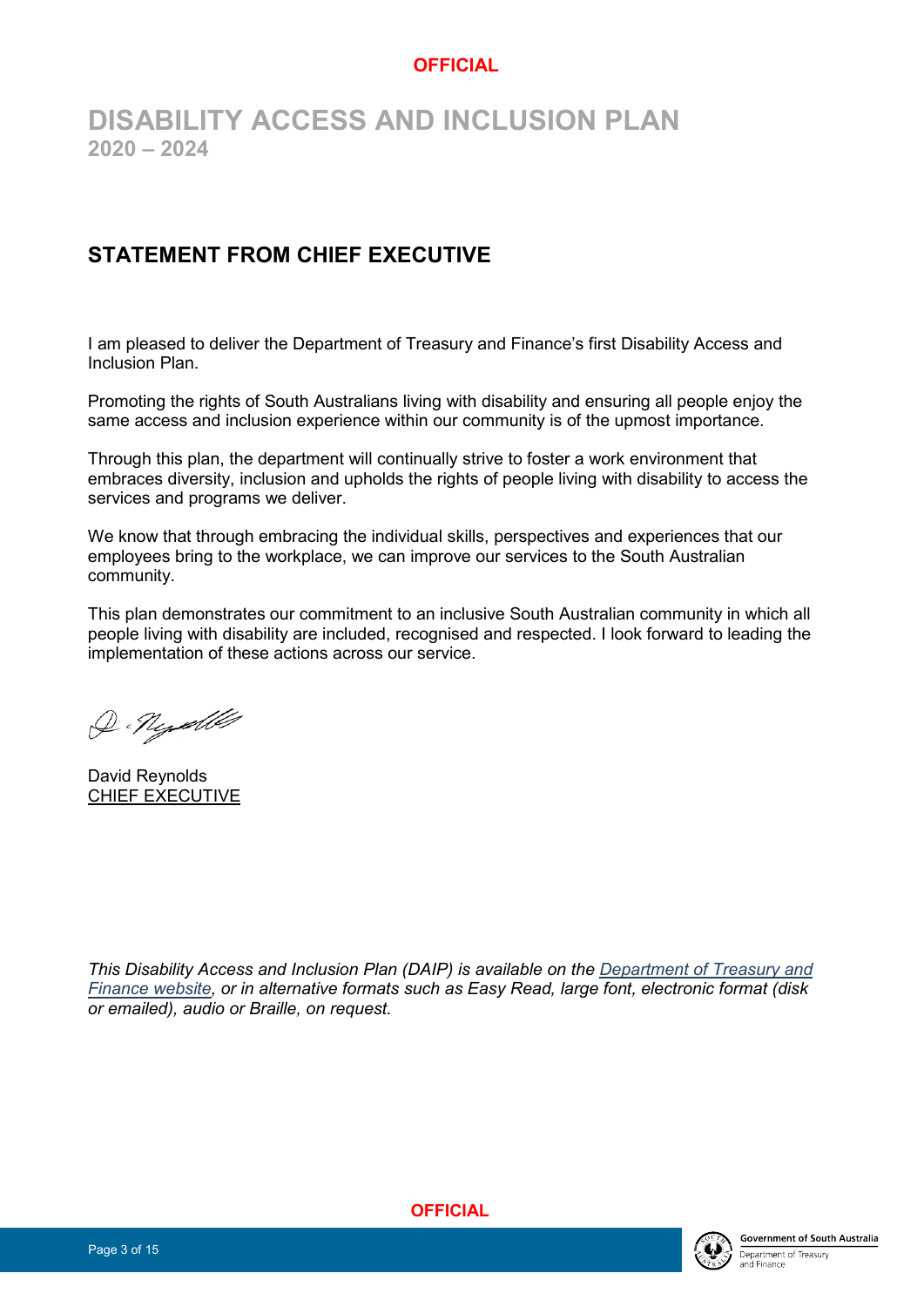# DISABILITY ACCESS AND INCLUSION PLAN
**2020 – 2024**

## STATEMENT FROM CHIEF EXECUTIVE

I am pleased to deliver the Department of Treasury and Finance's first Disability Access and Inclusion Plan.

Promoting the rights of South Australians living with disability and ensuring all people enjoy the same access and inclusion experience within our community is of the upmost importance.

Through this plan, the department will continually strive to foster a work environment that embraces diversity, inclusion and upholds the rights of people living with disability to access the services and programs we deliver.

We know that through embracing the individual skills, perspectives and experiences that our employees bring to the workplace, we can improve our services to the South Australian community.

This plan demonstrates our commitment to an inclusive South Australian community in which all people living with disability are included, recognised and respected. I look forward to leading the implementation of these actions across our service.

David Reynolds
CHIEF EXECUTIVE

*This Disability Access and Inclusion Plan (DAIP) is available on the Department of Treasury and Finance website, or in alternative formats such as Easy Read, large font, electronic format (disk or emailed), audio or Braille, on request.*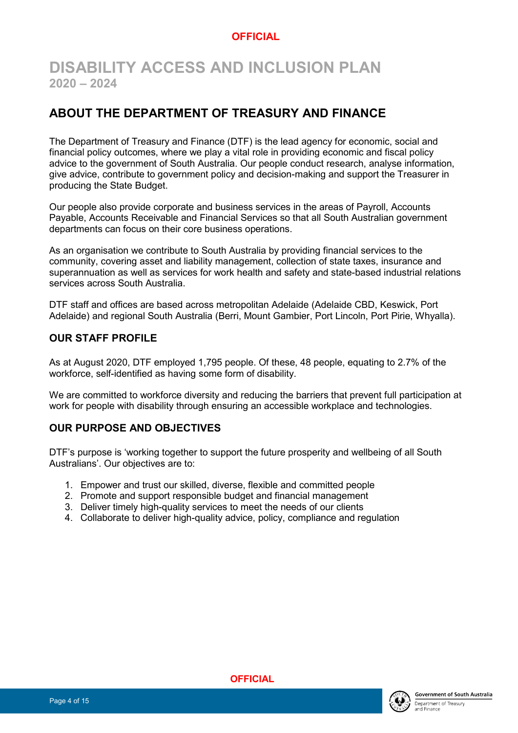# DISABILITY ACCESS AND INCLUSION PLAN
**2020 – 2024**

## ABOUT THE DEPARTMENT OF TREASURY AND FINANCE

The Department of Treasury and Finance (DTF) is the lead agency for economic, social and financial policy outcomes, where we play a vital role in providing economic and fiscal policy advice to the government of South Australia. Our people conduct research, analyse information, give advice, contribute to government policy and decision-making and support the Treasurer in producing the State Budget.

Our people also provide corporate and business services in the areas of Payroll, Accounts Payable, Accounts Receivable and Financial Services so that all South Australian government departments can focus on their core business operations.

As an organisation we contribute to South Australia by providing financial services to the community, covering asset and liability management, collection of state taxes, insurance and superannuation as well as services for work health and safety and state-based industrial relations services across South Australia.

DTF staff and offices are based across metropolitan Adelaide (Adelaide CBD, Keswick, Port Adelaide) and regional South Australia (Berri, Mount Gambier, Port Lincoln, Port Pirie, Whyalla).

### OUR STAFF PROFILE

As at August 2020, DTF employed 1,795 people. Of these, 48 people, equating to 2.7% of the workforce, self-identified as having some form of disability.

We are committed to workforce diversity and reducing the barriers that prevent full participation at work for people with disability through ensuring an accessible workplace and technologies.

### OUR PURPOSE AND OBJECTIVES

DTF's purpose is 'working together to support the future prosperity and wellbeing of all South Australians'. Our objectives are to:

1. Empower and trust our skilled, diverse, flexible and committed people
2. Promote and support responsible budget and financial management
3. Deliver timely high-quality services to meet the needs of our clients
4. Collaborate to deliver high-quality advice, policy, compliance and regulation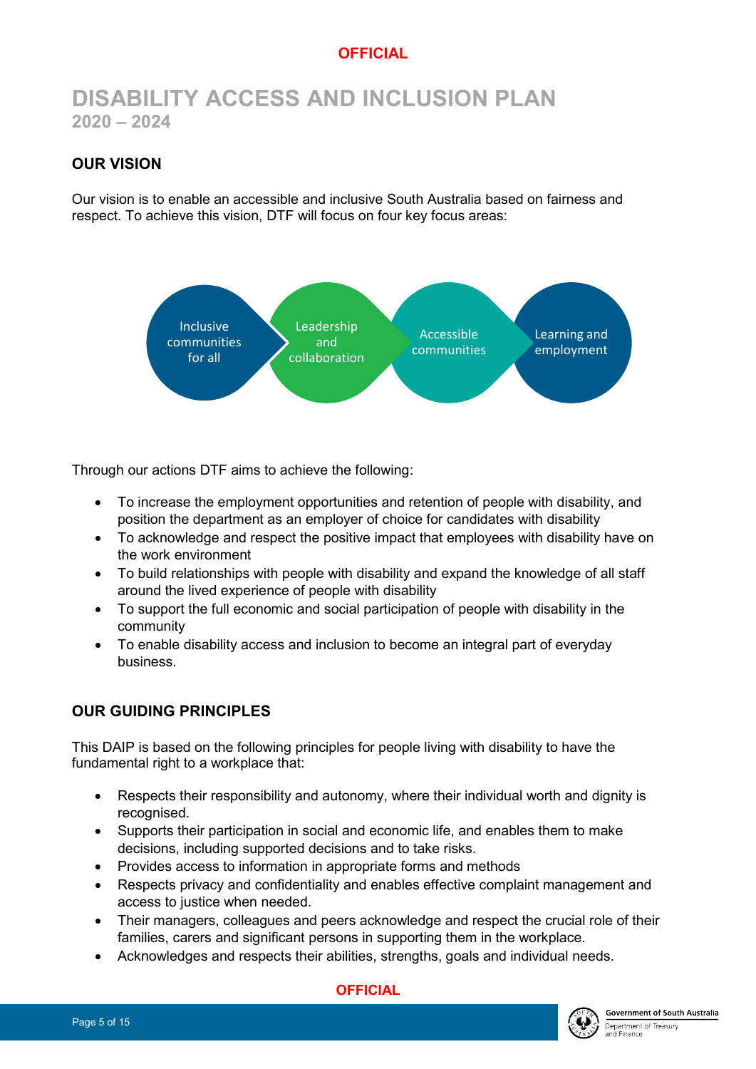# DISABILITY ACCESS AND INCLUSION PLAN

## 2020 – 2024

### OUR VISION

Our vision is to enable an accessible and inclusive South Australia based on fairness and respect. To achieve this vision, DTF will focus on four key focus areas:

- Inclusive communities for all
- Leadership and collaboration
- Accessible communities
- Learning and employment

Through our actions DTF aims to achieve the following:

- To increase the employment opportunities and retention of people with disability, and position the department as an employer of choice for candidates with disability
- To acknowledge and respect the positive impact that employees with disability have on the work environment
- To build relationships with people with disability and expand the knowledge of all staff around the lived experience of people with disability
- To support the full economic and social participation of people with disability in the community
- To enable disability access and inclusion to become an integral part of everyday business.

### OUR GUIDING PRINCIPLES

This DAIP is based on the following principles for people living with disability to have the fundamental right to a workplace that:

- Respects their responsibility and autonomy, where their individual worth and dignity is recognised.
- Supports their participation in social and economic life, and enables them to make decisions, including supported decisions and to take risks.
- Provides access to information in appropriate forms and methods
- Respects privacy and confidentiality and enables effective complaint management and access to justice when needed.
- Their managers, colleagues and peers acknowledge and respect the crucial role of their families, carers and significant persons in supporting them in the workplace.
- Acknowledges and respects their abilities, strengths, goals and individual needs.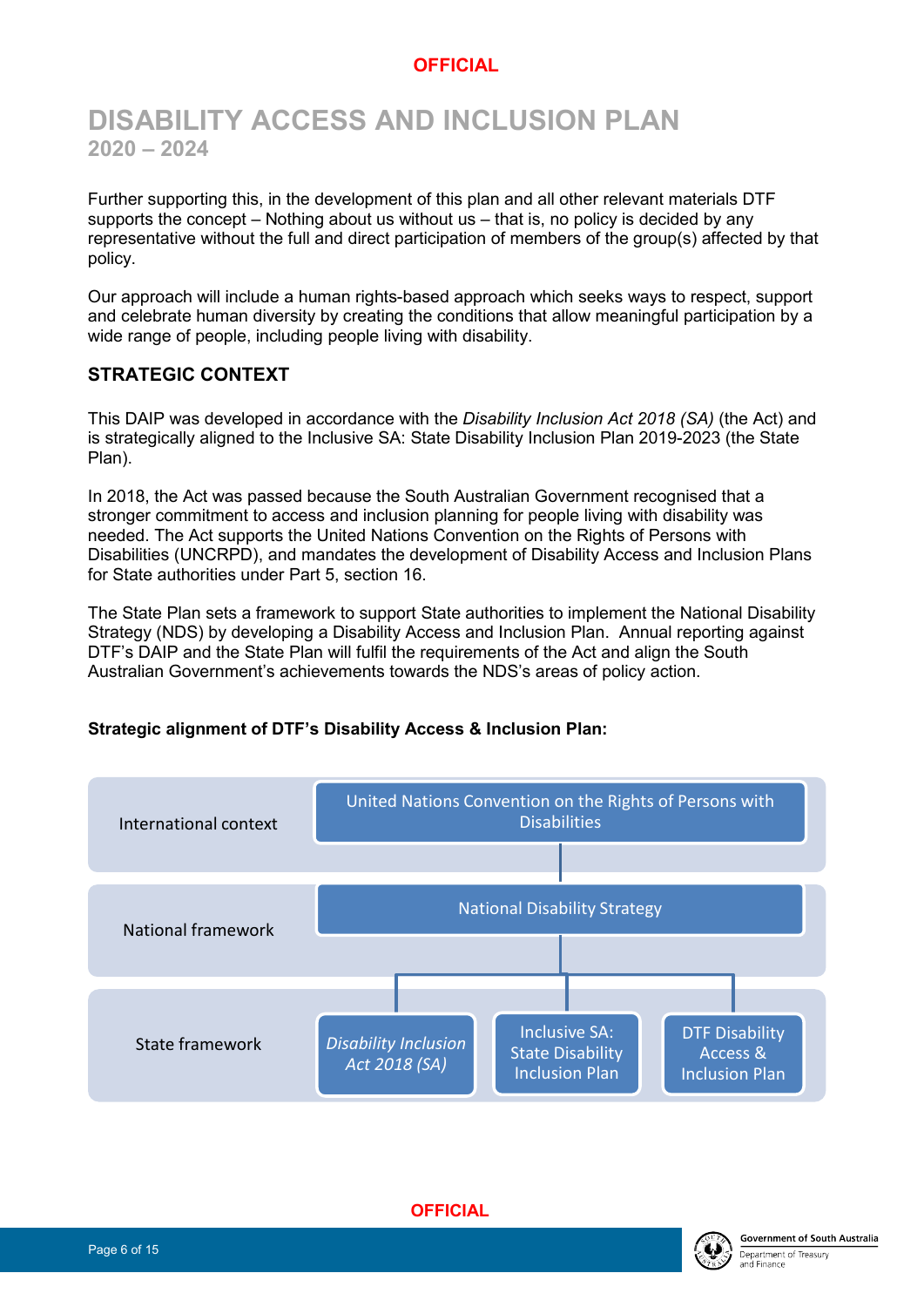# DISABILITY ACCESS AND INCLUSION PLAN
## 2020 – 2024

Further supporting this, in the development of this plan and all other relevant materials DTF supports the concept – Nothing about us without us – that is, no policy is decided by any representative without the full and direct participation of members of the group(s) affected by that policy.

Our approach will include a human rights-based approach which seeks ways to respect, support and celebrate human diversity by creating the conditions that allow meaningful participation by a wide range of people, including people living with disability.

## STRATEGIC CONTEXT

This DAIP was developed in accordance with the *Disability Inclusion Act 2018 (SA)* (the Act) and is strategically aligned to the Inclusive SA: State Disability Inclusion Plan 2019-2023 (the State Plan).

In 2018, the Act was passed because the South Australian Government recognised that a stronger commitment to access and inclusion planning for people living with disability was needed. The Act supports the United Nations Convention on the Rights of Persons with Disabilities (UNCRPD), and mandates the development of Disability Access and Inclusion Plans for State authorities under Part 5, section 16.

The State Plan sets a framework to support State authorities to implement the National Disability Strategy (NDS) by developing a Disability Access and Inclusion Plan. Annual reporting against DTF's DAIP and the State Plan will fulfil the requirements of the Act and align the South Australian Government's achievements towards the NDS's areas of policy action.

**Strategic alignment of DTF's Disability Access & Inclusion Plan:**

| Level | Framework | | |
|---|---|---|---|
| International context | United Nations Convention on the Rights of Persons with Disabilities | | |
| National framework | National Disability Strategy | | |
| State framework | *Disability Inclusion Act 2018 (SA)* | Inclusive SA: State Disability Inclusion Plan | DTF Disability Access & Inclusion Plan |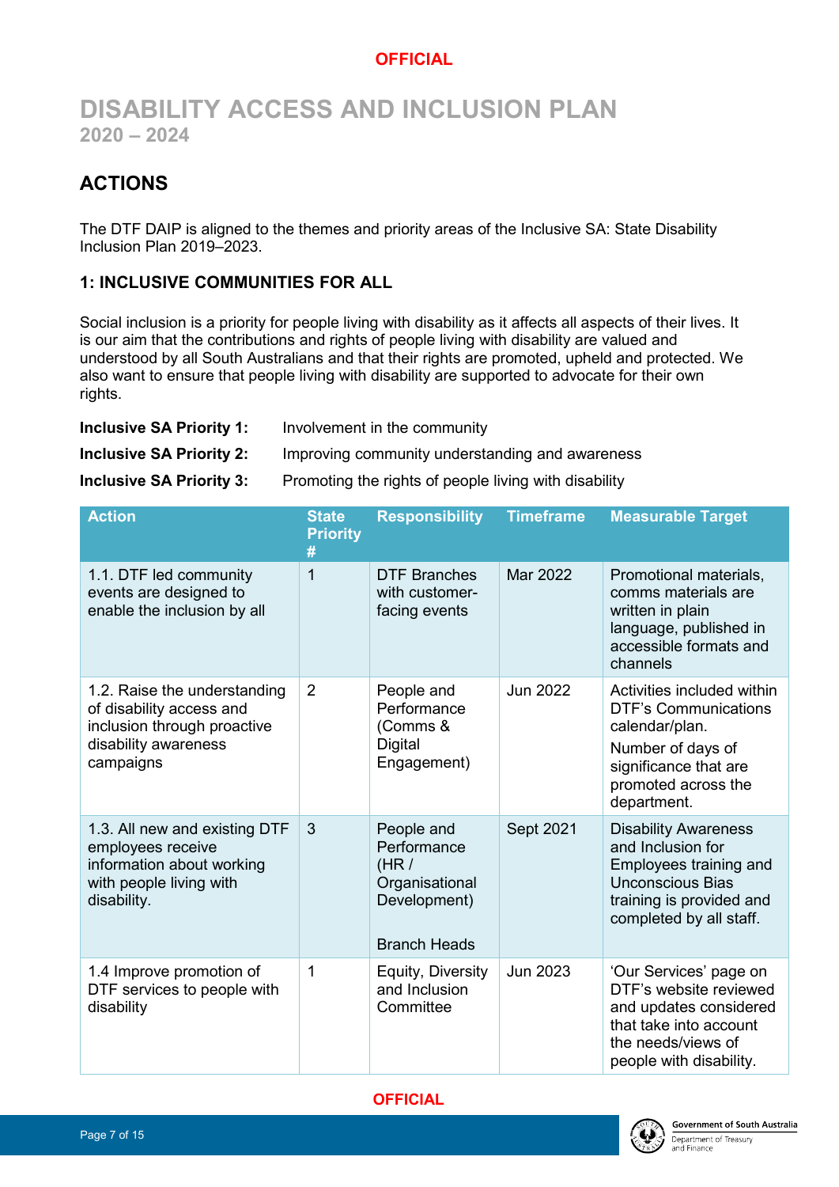# DISABILITY ACCESS AND INCLUSION PLAN
## 2020 – 2024

## ACTIONS

The DTF DAIP is aligned to the themes and priority areas of the Inclusive SA: State Disability Inclusion Plan 2019–2023.

### 1: INCLUSIVE COMMUNITIES FOR ALL

Social inclusion is a priority for people living with disability as it affects all aspects of their lives. It is our aim that the contributions and rights of people living with disability are valued and understood by all South Australians and that their rights are promoted, upheld and protected. We also want to ensure that people living with disability are supported to advocate for their own rights.

**Inclusive SA Priority 1:** Involvement in the community

**Inclusive SA Priority 2:** Improving community understanding and awareness

**Inclusive SA Priority 3:** Promoting the rights of people living with disability

| Action | State Priority # | Responsibility | Timeframe | Measurable Target |
|---|---|---|---|---|
| 1.1. DTF led community events are designed to enable the inclusion by all | 1 | DTF Branches with customer-facing events | Mar 2022 | Promotional materials, comms materials are written in plain language, published in accessible formats and channels |
| 1.2. Raise the understanding of disability access and inclusion through proactive disability awareness campaigns | 2 | People and Performance (Comms & Digital Engagement) | Jun 2022 | Activities included within DTF's Communications calendar/plan.<br>Number of days of significance that are promoted across the department. |
| 1.3. All new and existing DTF employees receive information about working with people living with disability. | 3 | People and Performance (HR / Organisational Development)<br><br>Branch Heads | Sept 2021 | Disability Awareness and Inclusion for Employees training and Unconscious Bias training is provided and completed by all staff. |
| 1.4 Improve promotion of DTF services to people with disability | 1 | Equity, Diversity and Inclusion Committee | Jun 2023 | 'Our Services' page on DTF's website reviewed and updates considered that take into account the needs/views of people with disability. |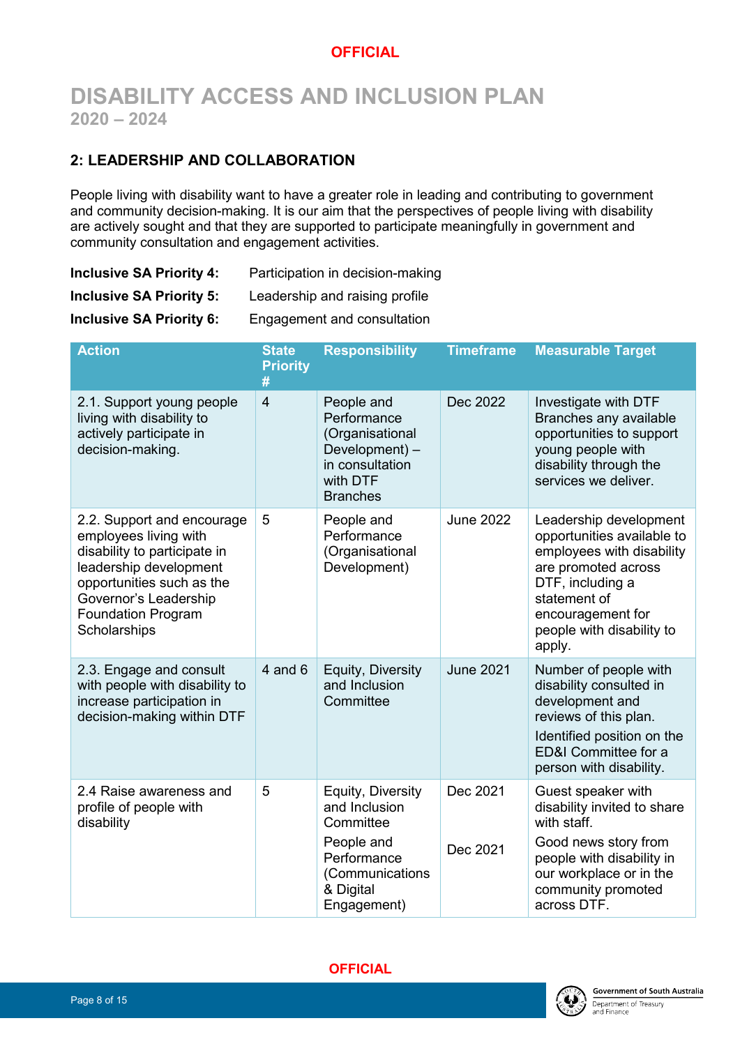# DISABILITY ACCESS AND INCLUSION PLAN
## 2020 – 2024

### 2: LEADERSHIP AND COLLABORATION

People living with disability want to have a greater role in leading and contributing to government and community decision-making. It is our aim that the perspectives of people living with disability are actively sought and that they are supported to participate meaningfully in government and community consultation and engagement activities.

**Inclusive SA Priority 4:** Participation in decision-making

**Inclusive SA Priority 5:** Leadership and raising profile

**Inclusive SA Priority 6:** Engagement and consultation

| Action | State Priority # | Responsibility | Timeframe | Measurable Target |
|---|---|---|---|---|
| 2.1. Support young people living with disability to actively participate in decision-making. | 4 | People and Performance (Organisational Development) – in consultation with DTF Branches | Dec 2022 | Investigate with DTF Branches any available opportunities to support young people with disability through the services we deliver. |
| 2.2. Support and encourage employees living with disability to participate in leadership development opportunities such as the Governor's Leadership Foundation Program Scholarships | 5 | People and Performance (Organisational Development) | June 2022 | Leadership development opportunities available to employees with disability are promoted across DTF, including a statement of encouragement for people with disability to apply. |
| 2.3. Engage and consult with people with disability to increase participation in decision-making within DTF | 4 and 6 | Equity, Diversity and Inclusion Committee | June 2021 | Number of people with disability consulted in development and reviews of this plan.<br>Identified position on the ED&I Committee for a person with disability. |
| 2.4 Raise awareness and profile of people with disability | 5 | Equity, Diversity and Inclusion Committee<br>People and Performance (Communications & Digital Engagement) | Dec 2021<br>Dec 2021 | Guest speaker with disability invited to share with staff.<br>Good news story from people with disability in our workplace or in the community promoted across DTF. |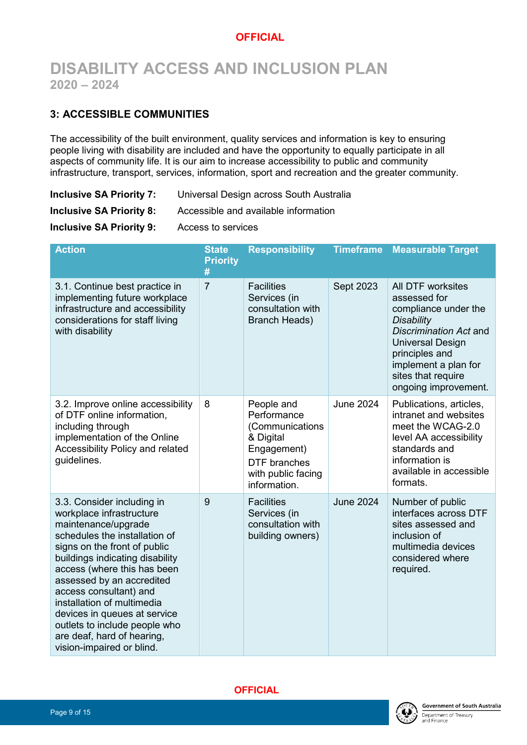# DISABILITY ACCESS AND INCLUSION PLAN
**2020 – 2024**

## 3: ACCESSIBLE COMMUNITIES

The accessibility of the built environment, quality services and information is key to ensuring people living with disability are included and have the opportunity to equally participate in all aspects of community life. It is our aim to increase accessibility to public and community infrastructure, transport, services, information, sport and recreation and the greater community.

**Inclusive SA Priority 7:** Universal Design across South Australia

**Inclusive SA Priority 8:** Accessible and available information

**Inclusive SA Priority 9:** Access to services

| Action | State Priority # | Responsibility | Timeframe | Measurable Target |
|---|---|---|---|---|
| 3.1. Continue best practice in implementing future workplace infrastructure and accessibility considerations for staff living with disability | 7 | Facilities Services (in consultation with Branch Heads) | Sept 2023 | All DTF worksites assessed for compliance under the *Disability Discrimination Act* and Universal Design principles and implement a plan for sites that require ongoing improvement. |
| 3.2. Improve online accessibility of DTF online information, including through implementation of the Online Accessibility Policy and related guidelines. | 8 | People and Performance (Communications & Digital Engagement) DTF branches with public facing information. | June 2024 | Publications, articles, intranet and websites meet the WCAG-2.0 level AA accessibility standards and information is available in accessible formats. |
| 3.3. Consider including in workplace infrastructure maintenance/upgrade schedules the installation of signs on the front of public buildings indicating disability access (where this has been assessed by an accredited access consultant) and installation of multimedia devices in queues at service outlets to include people who are deaf, hard of hearing, vision-impaired or blind. | 9 | Facilities Services (in consultation with building owners) | June 2024 | Number of public interfaces across DTF sites assessed and inclusion of multimedia devices considered where required. |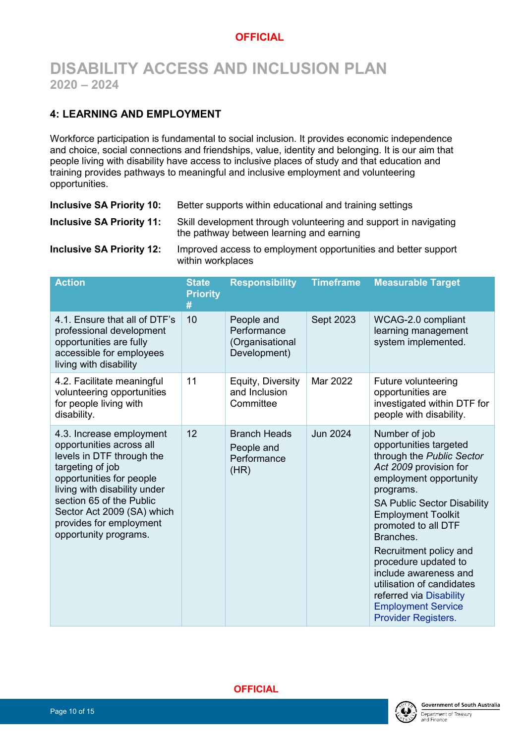# DISABILITY ACCESS AND INCLUSION PLAN
## 2020 – 2024

### 4: LEARNING AND EMPLOYMENT

Workforce participation is fundamental to social inclusion. It provides economic independence and choice, social connections and friendships, value, identity and belonging. It is our aim that people living with disability have access to inclusive places of study and that education and training provides pathways to meaningful and inclusive employment and volunteering opportunities.

**Inclusive SA Priority 10:** Better supports within educational and training settings

**Inclusive SA Priority 11:** Skill development through volunteering and support in navigating the pathway between learning and earning

**Inclusive SA Priority 12:** Improved access to employment opportunities and better support within workplaces

| Action | State Priority # | Responsibility | Timeframe | Measurable Target |
|---|---|---|---|---|
| 4.1. Ensure that all of DTF's professional development opportunities are fully accessible for employees living with disability | 10 | People and Performance (Organisational Development) | Sept 2023 | WCAG-2.0 compliant learning management system implemented. |
| 4.2. Facilitate meaningful volunteering opportunities for people living with disability. | 11 | Equity, Diversity and Inclusion Committee | Mar 2022 | Future volunteering opportunities are investigated within DTF for people with disability. |
| 4.3. Increase employment opportunities across all levels in DTF through the targeting of job opportunities for people living with disability under section 65 of the Public Sector Act 2009 (SA) which provides for employment opportunity programs. | 12 | Branch Heads<br>People and Performance (HR) | Jun 2024 | Number of job opportunities targeted through the *Public Sector Act 2009* provision for employment opportunity programs.<br>SA Public Sector Disability Employment Toolkit promoted to all DTF Branches.<br>Recruitment policy and procedure updated to include awareness and utilisation of candidates referred via Disability Employment Service Provider Registers. |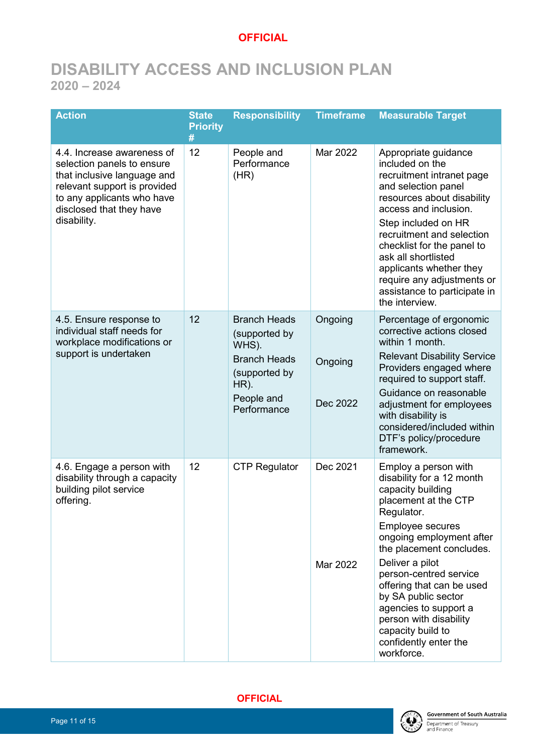# DISABILITY ACCESS AND INCLUSION PLAN
## 2020 – 2024

| Action | State Priority # | Responsibility | Timeframe | Measurable Target |
|---|---|---|---|---|
| 4.4. Increase awareness of selection panels to ensure that inclusive language and relevant support is provided to any applicants who have disclosed that they have disability. | 12 | People and Performance (HR) | Mar 2022 | Appropriate guidance included on the recruitment intranet page and selection panel resources about disability access and inclusion.<br>Step included on HR recruitment and selection checklist for the panel to ask all shortlisted applicants whether they require any adjustments or assistance to participate in the interview. |
| 4.5. Ensure response to individual staff needs for workplace modifications or support is undertaken | 12 | Branch Heads (supported by WHS).<br>Branch Heads (supported by HR).<br>People and Performance | Ongoing<br>Ongoing<br>Dec 2022 | Percentage of ergonomic corrective actions closed within 1 month.<br>Relevant Disability Service Providers engaged where required to support staff.<br>Guidance on reasonable adjustment for employees with disability is considered/included within DTF's policy/procedure framework. |
| 4.6. Engage a person with disability through a capacity building pilot service offering. | 12 | CTP Regulator | Dec 2021<br>Mar 2022 | Employ a person with disability for a 12 month capacity building placement at the CTP Regulator.<br>Employee secures ongoing employment after the placement concludes.<br>Deliver a pilot person-centred service offering that can be used by SA public sector agencies to support a person with disability capacity build to confidently enter the workforce. |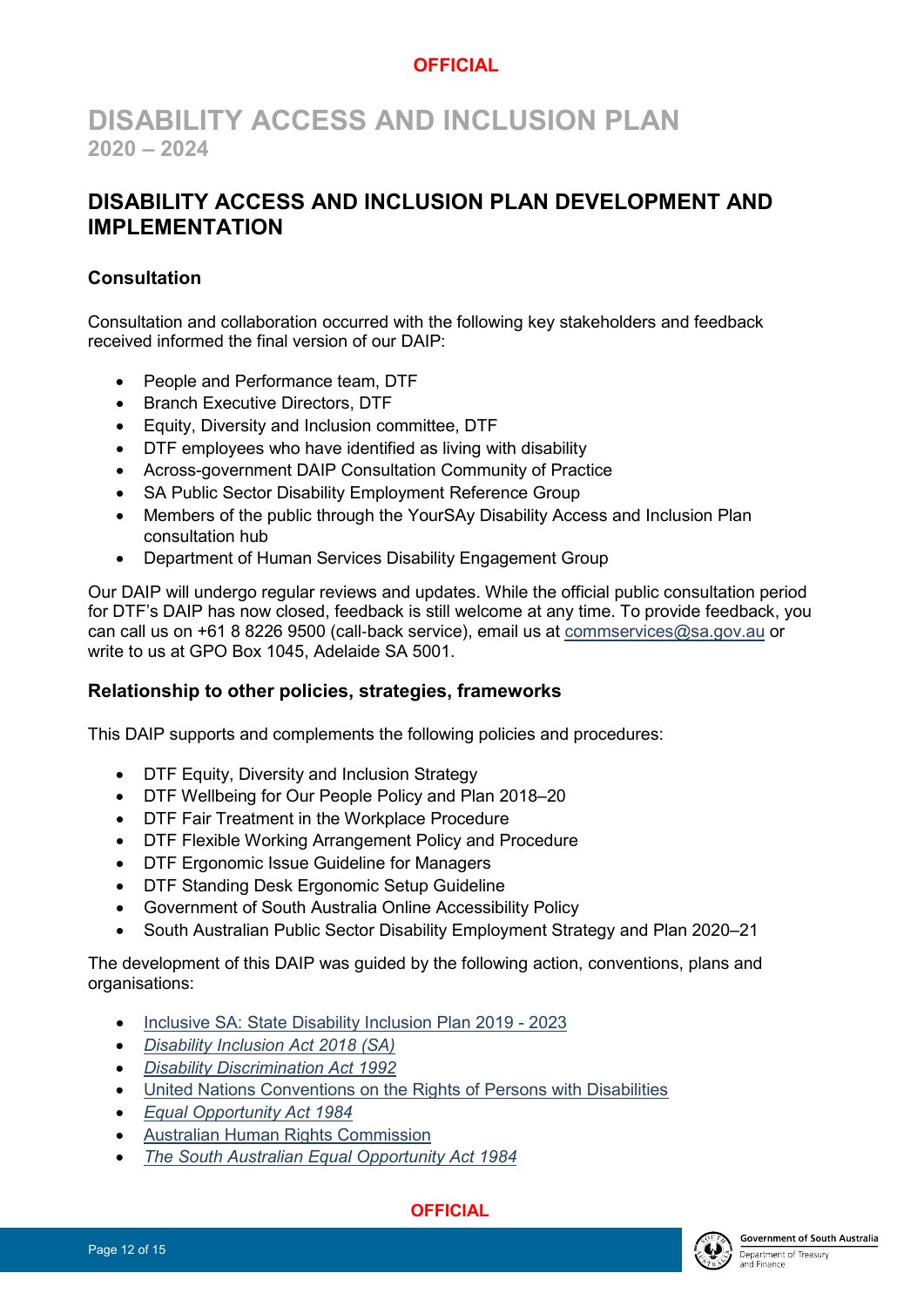# DISABILITY ACCESS AND INCLUSION PLAN
2020 – 2024

## DISABILITY ACCESS AND INCLUSION PLAN DEVELOPMENT AND IMPLEMENTATION

### Consultation

Consultation and collaboration occurred with the following key stakeholders and feedback received informed the final version of our DAIP:

- People and Performance team, DTF
- Branch Executive Directors, DTF
- Equity, Diversity and Inclusion committee, DTF
- DTF employees who have identified as living with disability
- Across-government DAIP Consultation Community of Practice
- SA Public Sector Disability Employment Reference Group
- Members of the public through the YourSAy Disability Access and Inclusion Plan consultation hub
- Department of Human Services Disability Engagement Group

Our DAIP will undergo regular reviews and updates. While the official public consultation period for DTF's DAIP has now closed, feedback is still welcome at any time. To provide feedback, you can call us on +61 8 8226 9500 (call-back service), email us at commservices@sa.gov.au or write to us at GPO Box 1045, Adelaide SA 5001.

### Relationship to other policies, strategies, frameworks

This DAIP supports and complements the following policies and procedures:

- DTF Equity, Diversity and Inclusion Strategy
- DTF Wellbeing for Our People Policy and Plan 2018–20
- DTF Fair Treatment in the Workplace Procedure
- DTF Flexible Working Arrangement Policy and Procedure
- DTF Ergonomic Issue Guideline for Managers
- DTF Standing Desk Ergonomic Setup Guideline
- Government of South Australia Online Accessibility Policy
- South Australian Public Sector Disability Employment Strategy and Plan 2020–21

The development of this DAIP was guided by the following action, conventions, plans and organisations:

- Inclusive SA: State Disability Inclusion Plan 2019 - 2023
- *Disability Inclusion Act 2018 (SA)*
- *Disability Discrimination Act 1992*
- United Nations Conventions on the Rights of Persons with Disabilities
- *Equal Opportunity Act 1984*
- Australian Human Rights Commission
- *The South Australian Equal Opportunity Act 1984*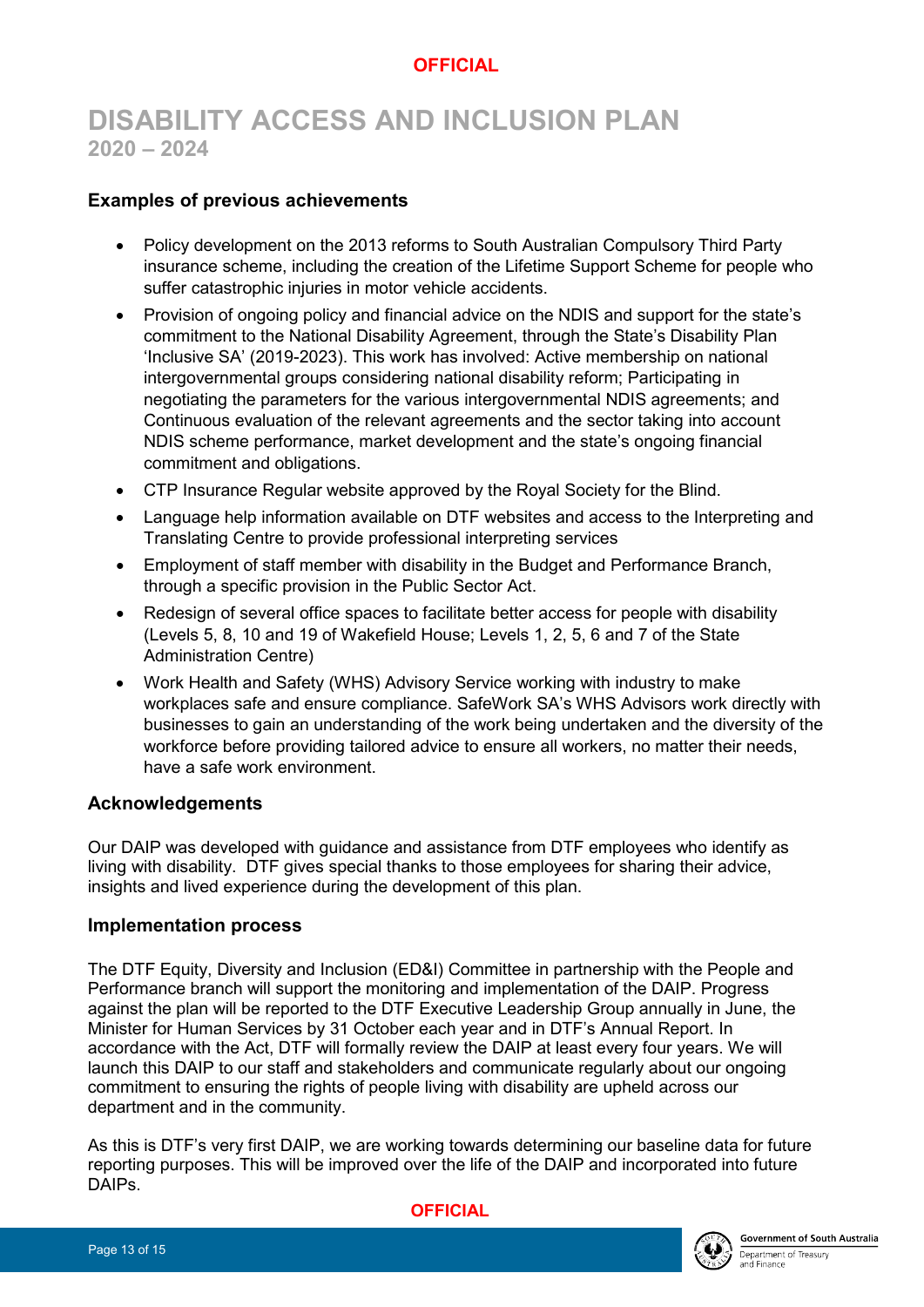# DISABILITY ACCESS AND INCLUSION PLAN
## 2020 – 2024

### Examples of previous achievements

- Policy development on the 2013 reforms to South Australian Compulsory Third Party insurance scheme, including the creation of the Lifetime Support Scheme for people who suffer catastrophic injuries in motor vehicle accidents.
- Provision of ongoing policy and financial advice on the NDIS and support for the state's commitment to the National Disability Agreement, through the State's Disability Plan 'Inclusive SA' (2019-2023). This work has involved: Active membership on national intergovernmental groups considering national disability reform; Participating in negotiating the parameters for the various intergovernmental NDIS agreements; and Continuous evaluation of the relevant agreements and the sector taking into account NDIS scheme performance, market development and the state's ongoing financial commitment and obligations.
- CTP Insurance Regular website approved by the Royal Society for the Blind.
- Language help information available on DTF websites and access to the Interpreting and Translating Centre to provide professional interpreting services
- Employment of staff member with disability in the Budget and Performance Branch, through a specific provision in the Public Sector Act.
- Redesign of several office spaces to facilitate better access for people with disability (Levels 5, 8, 10 and 19 of Wakefield House; Levels 1, 2, 5, 6 and 7 of the State Administration Centre)
- Work Health and Safety (WHS) Advisory Service working with industry to make workplaces safe and ensure compliance. SafeWork SA's WHS Advisors work directly with businesses to gain an understanding of the work being undertaken and the diversity of the workforce before providing tailored advice to ensure all workers, no matter their needs, have a safe work environment.

### Acknowledgements

Our DAIP was developed with guidance and assistance from DTF employees who identify as living with disability. DTF gives special thanks to those employees for sharing their advice, insights and lived experience during the development of this plan.

### Implementation process

The DTF Equity, Diversity and Inclusion (ED&I) Committee in partnership with the People and Performance branch will support the monitoring and implementation of the DAIP. Progress against the plan will be reported to the DTF Executive Leadership Group annually in June, the Minister for Human Services by 31 October each year and in DTF's Annual Report. In accordance with the Act, DTF will formally review the DAIP at least every four years. We will launch this DAIP to our staff and stakeholders and communicate regularly about our ongoing commitment to ensuring the rights of people living with disability are upheld across our department and in the community.

As this is DTF's very first DAIP, we are working towards determining our baseline data for future reporting purposes. This will be improved over the life of the DAIP and incorporated into future DAIPs.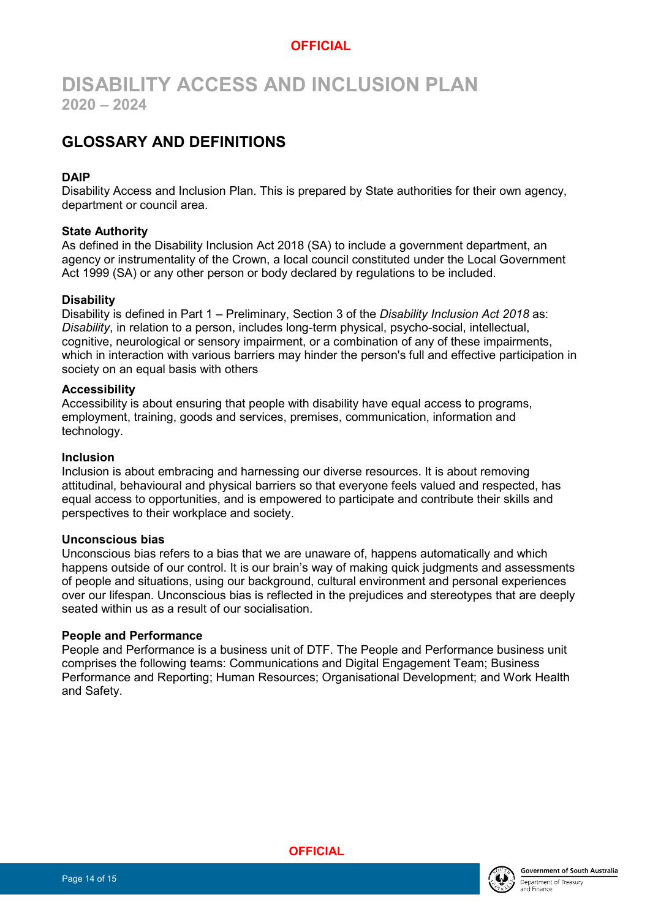# DISABILITY ACCESS AND INCLUSION PLAN
## 2020 – 2024

## GLOSSARY AND DEFINITIONS

**DAIP**
Disability Access and Inclusion Plan. This is prepared by State authorities for their own agency, department or council area.

**State Authority**
As defined in the Disability Inclusion Act 2018 (SA) to include a government department, an agency or instrumentality of the Crown, a local council constituted under the Local Government Act 1999 (SA) or any other person or body declared by regulations to be included.

**Disability**
Disability is defined in Part 1 – Preliminary, Section 3 of the *Disability Inclusion Act 2018* as: *Disability*, in relation to a person, includes long-term physical, psycho-social, intellectual, cognitive, neurological or sensory impairment, or a combination of any of these impairments, which in interaction with various barriers may hinder the person's full and effective participation in society on an equal basis with others

**Accessibility**
Accessibility is about ensuring that people with disability have equal access to programs, employment, training, goods and services, premises, communication, information and technology.

**Inclusion**
Inclusion is about embracing and harnessing our diverse resources. It is about removing attitudinal, behavioural and physical barriers so that everyone feels valued and respected, has equal access to opportunities, and is empowered to participate and contribute their skills and perspectives to their workplace and society.

**Unconscious bias**
Unconscious bias refers to a bias that we are unaware of, happens automatically and which happens outside of our control. It is our brain's way of making quick judgments and assessments of people and situations, using our background, cultural environment and personal experiences over our lifespan. Unconscious bias is reflected in the prejudices and stereotypes that are deeply seated within us as a result of our socialisation.

**People and Performance**
People and Performance is a business unit of DTF. The People and Performance business unit comprises the following teams: Communications and Digital Engagement Team; Business Performance and Reporting; Human Resources; Organisational Development; and Work Health and Safety.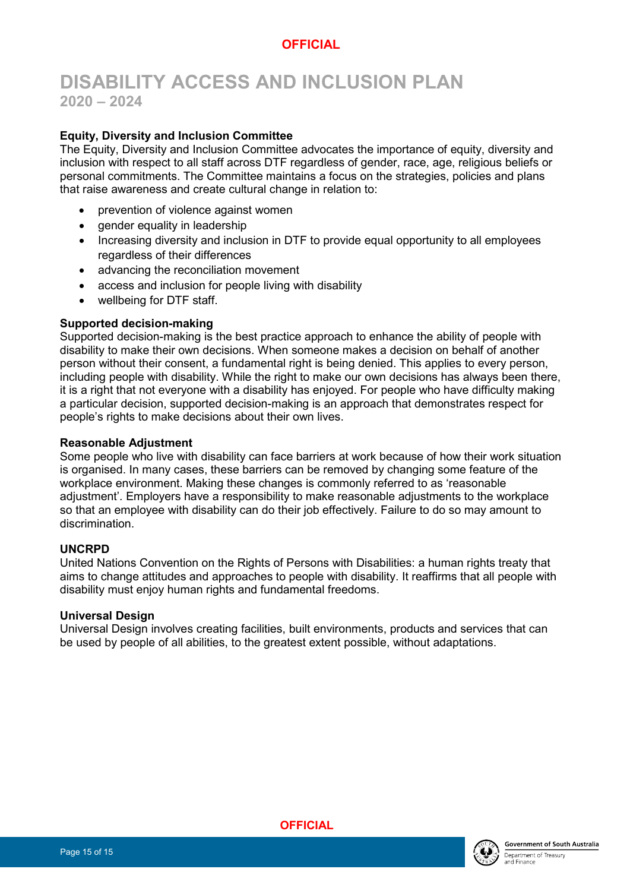# DISABILITY ACCESS AND INCLUSION PLAN
## 2020 – 2024

**Equity, Diversity and Inclusion Committee**

The Equity, Diversity and Inclusion Committee advocates the importance of equity, diversity and inclusion with respect to all staff across DTF regardless of gender, race, age, religious beliefs or personal commitments. The Committee maintains a focus on the strategies, policies and plans that raise awareness and create cultural change in relation to:

- prevention of violence against women
- gender equality in leadership
- Increasing diversity and inclusion in DTF to provide equal opportunity to all employees regardless of their differences
- advancing the reconciliation movement
- access and inclusion for people living with disability
- wellbeing for DTF staff.

**Supported decision-making**

Supported decision-making is the best practice approach to enhance the ability of people with disability to make their own decisions. When someone makes a decision on behalf of another person without their consent, a fundamental right is being denied. This applies to every person, including people with disability. While the right to make our own decisions has always been there, it is a right that not everyone with a disability has enjoyed. For people who have difficulty making a particular decision, supported decision-making is an approach that demonstrates respect for people's rights to make decisions about their own lives.

**Reasonable Adjustment**

Some people who live with disability can face barriers at work because of how their work situation is organised. In many cases, these barriers can be removed by changing some feature of the workplace environment. Making these changes is commonly referred to as 'reasonable adjustment'. Employers have a responsibility to make reasonable adjustments to the workplace so that an employee with disability can do their job effectively. Failure to do so may amount to discrimination.

**UNCRPD**

United Nations Convention on the Rights of Persons with Disabilities: a human rights treaty that aims to change attitudes and approaches to people with disability. It reaffirms that all people with disability must enjoy human rights and fundamental freedoms.

**Universal Design**

Universal Design involves creating facilities, built environments, products and services that can be used by people of all abilities, to the greatest extent possible, without adaptations.